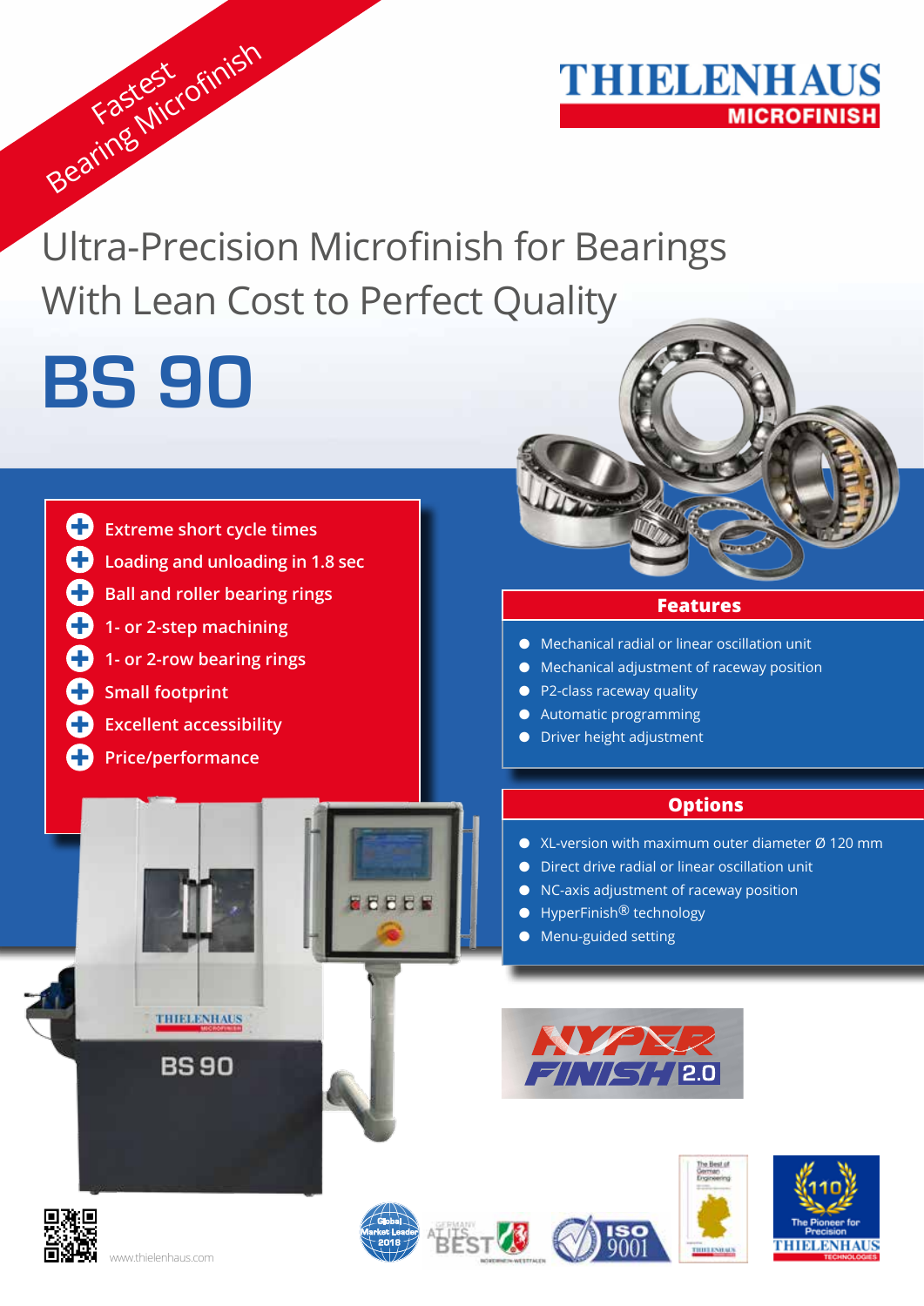Fastest Bearing Microfinish

THIELENHAUS MICROFINISH

# Ultra-Precision Microfinish for Bearings With Lean Cost to Perfect Quality

# BS 90

- Extreme short cycle times
- Loading and unloading in 1.8 sec
- Ball and roller bearing rings
- 1- or 2-step machining
- 1- or 2-row bearing rings
- Small footprint
- Excellent accessibility
- Price/performance

## Features

- Mechanical radial or linear oscillation unit
- Mechanical adjustment of raceway position
- P2-class raceway quality
- Automatic programming
- Driver height adjustment

## Options

- XL-version with maximum outer diameter Ø 120 mm
- Direct drive radial or linear oscillation unit
- NC-axis adjustment of raceway position
- HyperFinish® technology
- Menu-guided setting

HYPER FINISH 2.0

www.thielenhaus.com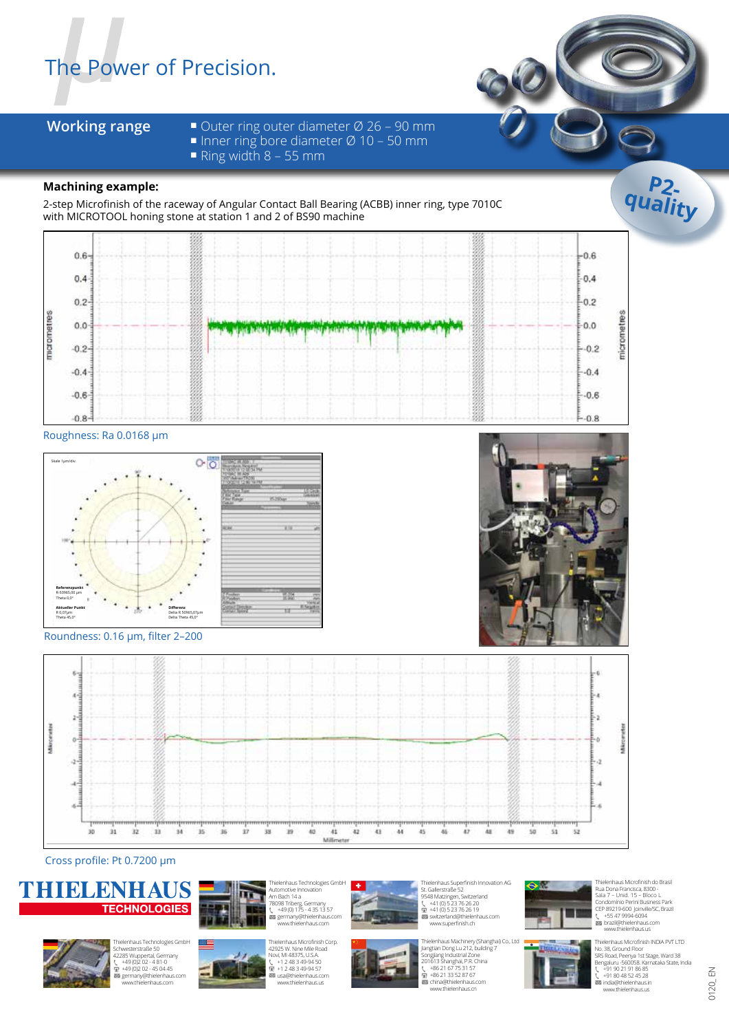# The Power of Precision.

## Working range

- Outer ring outer diameter Ø 26 – 90 mm
- Inner ring bore diameter Ø 10 – 50 mm
- Ring width 8 – 55 mm

**P2-quality**

### Machining example:

2-step Microfinish of the raceway of Angular Contact Ball Bearing (ACBB) inner ring, type 7010C with MICROTOOL honing stone at station 1 and 2 of BS90 machine

micrometres

0.6
0.4
0.2
0.0
-0.2
-0.4
-0.6
-0.8

Roughness: Ra 0.0168 µm

Roundness: 0.16 µm, filter 2–200

Mikrometer

6
4
2
0
-2
-4
-6

30 31 32 33 34 35 36 37 38 39 40 41 42 43 44 45 46 47 48 49 50 51 52

Millimeter

Cross profile: Pt 0.7200 µm

**THIELENHAUS TECHNOLOGIES**

Thielenhaus Technologies GmbH
Automotive Innovation
Am Bach 14 a
78098 Triberg, Germany
+49 (0) 175 - 4 35 13 57
germany@thielenhaus.com
www.thielenhaus.com

Thielenhaus Superfinish Innovation AG
St. Gallerstraße 52
9548 Matzingen, Switzerland
+41 (0) 5 23 76 26 20
+41 (0) 5 23 76 26 19
switzerland@thielenhaus.com
www.superfinish.ch

Thielenhaus Microfinish do Brasil
Rua Dona Francisca, 8300 -
Sala 7 – Unid. 15 – Bloco L
Condominio Perini Business Park
CEP 89219-600 Joinville/SC, Brazil
+55 47 9994-6094
brazil@thielenhaus.com
www.thielenhaus.us

Thielenhaus Technologies GmbH
Schwesterstraße 50
42285 Wuppertal, Germany
+49 (0)2 02 - 4 81-0
+49 (0)2 02 - 45 04 45
germany@thielenhaus.com
www.thielenhaus.com

Thielenhaus Microfinish Corp.
42925 W. Nine Mile Road
Novi, MI 48375, U.S.A.
+1 2 48 3 49-94 50
+1 2 48 3 49-94 57
usa@thielenhaus.com
www.thielenhaus.us

Thielenhaus Machinery (Shanghai) Co., Ltd
Jiangtian Dong Lu 212, building 7
Songjiang Industrial Zone
201613 Shanghai, P.R. China
+86 21 67 75 31 57
+86 21 33 52 87 67
china@thielenhaus.com
www.thielenhaus.cn

Thielenhaus Microfinish INDIA PVT LTD
No. 38, Ground Floor
SRS Road, Peenya 1st Stage, Ward 38
Bengaluru -560058. Karnataka State, India
+91 90 21 91 86 85
+91 80 48 52 45 28
india@thielenhaus.in
www.thielenhaus.us

0120_EN